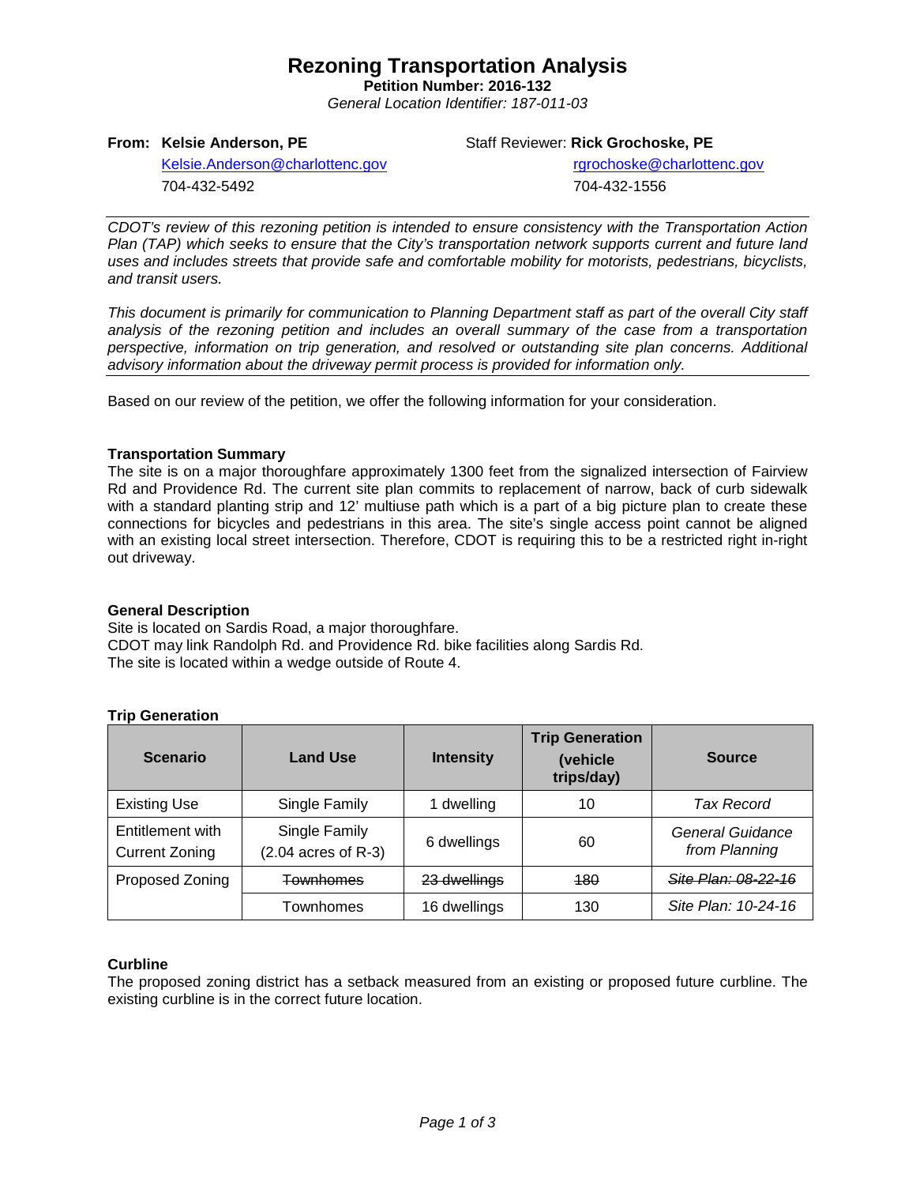# Rezoning Transportation Analysis

**Petition Number: 2016-132**

*General Location Identifier: 187-011-03*

**From: Kelsie Anderson, PE**
Kelsie.Anderson@charlottenc.gov
704-432-5492

Staff Reviewer: **Rick Grochoske, PE**
rgrochoske@charlottenc.gov
704-432-1556

*CDOT's review of this rezoning petition is intended to ensure consistency with the Transportation Action Plan (TAP) which seeks to ensure that the City's transportation network supports current and future land uses and includes streets that provide safe and comfortable mobility for motorists, pedestrians, bicyclists, and transit users.*

*This document is primarily for communication to Planning Department staff as part of the overall City staff analysis of the rezoning petition and includes an overall summary of the case from a transportation perspective, information on trip generation, and resolved or outstanding site plan concerns. Additional advisory information about the driveway permit process is provided for information only.*

Based on our review of the petition, we offer the following information for your consideration.

### Transportation Summary

The site is on a major thoroughfare approximately 1300 feet from the signalized intersection of Fairview Rd and Providence Rd. The current site plan commits to replacement of narrow, back of curb sidewalk with a standard planting strip and 12' multiuse path which is a part of a big picture plan to create these connections for bicycles and pedestrians in this area. The site's single access point cannot be aligned with an existing local street intersection. Therefore, CDOT is requiring this to be a restricted right in-right out driveway.

### General Description

Site is located on Sardis Road, a major thoroughfare.
CDOT may link Randolph Rd. and Providence Rd. bike facilities along Sardis Rd.
The site is located within a wedge outside of Route 4.

### Trip Generation

| Scenario | Land Use | Intensity | Trip Generation (vehicle trips/day) | Source |
|---|---|---|---|---|
| Existing Use | Single Family | 1 dwelling | 10 | *Tax Record* |
| Entitlement with Current Zoning | Single Family (2.04 acres of R-3) | 6 dwellings | 60 | *General Guidance from Planning* |
| Proposed Zoning | ~~Townhomes~~ | ~~23 dwellings~~ | ~~180~~ | ~~*Site Plan: 08-22-16*~~ |
| | Townhomes | 16 dwellings | 130 | *Site Plan: 10-24-16* |

### Curbline

The proposed zoning district has a setback measured from an existing or proposed future curbline. The existing curbline is in the correct future location.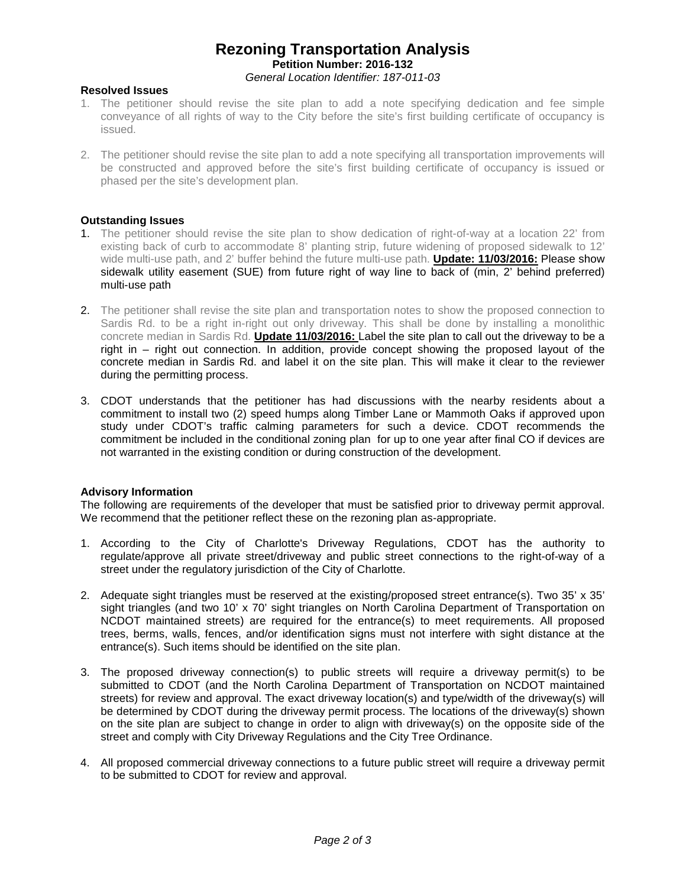# Rezoning Transportation Analysis

**Petition Number: 2016-132**

*General Location Identifier: 187-011-03*

**Resolved Issues**

1. The petitioner should revise the site plan to add a note specifying dedication and fee simple conveyance of all rights of way to the City before the site's first building certificate of occupancy is issued.

2. The petitioner should revise the site plan to add a note specifying all transportation improvements will be constructed and approved before the site's first building certificate of occupancy is issued or phased per the site's development plan.

**Outstanding Issues**

1. The petitioner should revise the site plan to show dedication of right-of-way at a location 22' from existing back of curb to accommodate 8' planting strip, future widening of proposed sidewalk to 12' wide multi-use path, and 2' buffer behind the future multi-use path. **Update: 11/03/2016:** Please show sidewalk utility easement (SUE) from future right of way line to back of (min, 2' behind preferred) multi-use path

2. The petitioner shall revise the site plan and transportation notes to show the proposed connection to Sardis Rd. to be a right in-right out only driveway. This shall be done by installing a monolithic concrete median in Sardis Rd. **Update 11/03/2016:** Label the site plan to call out the driveway to be a right in – right out connection. In addition, provide concept showing the proposed layout of the concrete median in Sardis Rd. and label it on the site plan. This will make it clear to the reviewer during the permitting process.

3. CDOT understands that the petitioner has had discussions with the nearby residents about a commitment to install two (2) speed humps along Timber Lane or Mammoth Oaks if approved upon study under CDOT's traffic calming parameters for such a device. CDOT recommends the commitment be included in the conditional zoning plan for up to one year after final CO if devices are not warranted in the existing condition or during construction of the development.

**Advisory Information**

The following are requirements of the developer that must be satisfied prior to driveway permit approval. We recommend that the petitioner reflect these on the rezoning plan as-appropriate.

1. According to the City of Charlotte's Driveway Regulations, CDOT has the authority to regulate/approve all private street/driveway and public street connections to the right-of-way of a street under the regulatory jurisdiction of the City of Charlotte.

2. Adequate sight triangles must be reserved at the existing/proposed street entrance(s). Two 35' x 35' sight triangles (and two 10' x 70' sight triangles on North Carolina Department of Transportation on NCDOT maintained streets) are required for the entrance(s) to meet requirements. All proposed trees, berms, walls, fences, and/or identification signs must not interfere with sight distance at the entrance(s). Such items should be identified on the site plan.

3. The proposed driveway connection(s) to public streets will require a driveway permit(s) to be submitted to CDOT (and the North Carolina Department of Transportation on NCDOT maintained streets) for review and approval. The exact driveway location(s) and type/width of the driveway(s) will be determined by CDOT during the driveway permit process. The locations of the driveway(s) shown on the site plan are subject to change in order to align with driveway(s) on the opposite side of the street and comply with City Driveway Regulations and the City Tree Ordinance.

4. All proposed commercial driveway connections to a future public street will require a driveway permit to be submitted to CDOT for review and approval.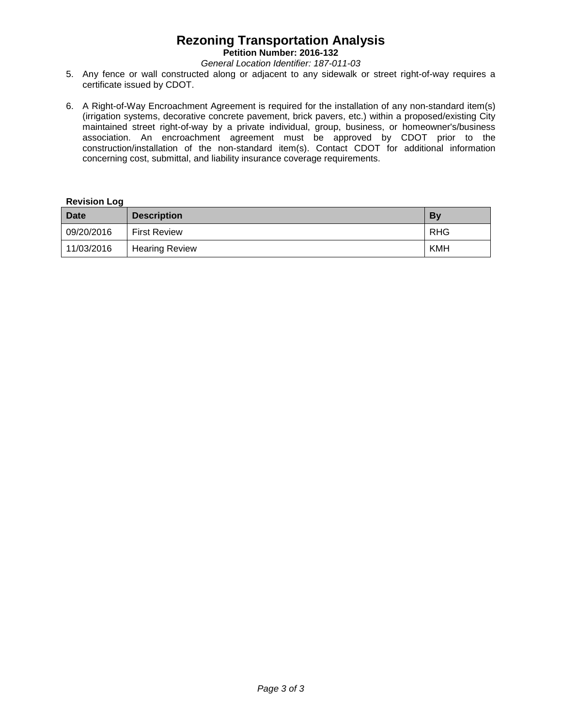5. Any fence or wall constructed along or adjacent to any sidewalk or street right-of-way requires a certificate issued by CDOT.

6. A Right-of-Way Encroachment Agreement is required for the installation of any non-standard item(s) (irrigation systems, decorative concrete pavement, brick pavers, etc.) within a proposed/existing City maintained street right-of-way by a private individual, group, business, or homeowner's/business association. An encroachment agreement must be approved by CDOT prior to the construction/installation of the non-standard item(s). Contact CDOT for additional information concerning cost, submittal, and liability insurance coverage requirements.

**Revision Log**

| Date | Description | By |
|---|---|---|
| 09/20/2016 | First Review | RHG |
| 11/03/2016 | Hearing Review | KMH |